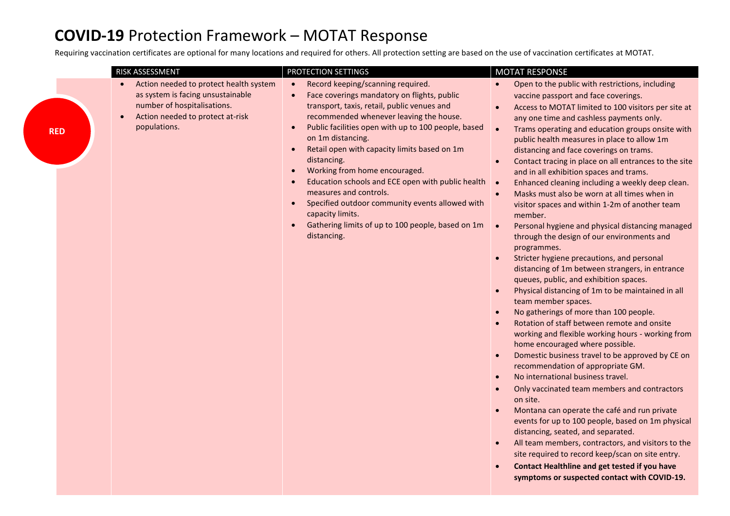# **COVID-19** Protection Framework – MOTAT Response

Requiring vaccination certificates are optional for many locations and required for others. All protection setting are based on the use of vaccination certificates at MOTAT.

| | RISK ASSESSMENT | PROTECTION SETTINGS | MOTAT RESPONSE |
|---|---|---|---|
| **RED** | • Action needed to protect health system as system is facing unsustainable number of hospitalisations.<br>• Action needed to protect at-risk populations. | • Record keeping/scanning required.<br>• Face coverings mandatory on flights, public transport, taxis, retail, public venues and recommended whenever leaving the house.<br>• Public facilities open with up to 100 people, based on 1m distancing.<br>• Retail open with capacity limits based on 1m distancing.<br>• Working from home encouraged.<br>• Education schools and ECE open with public health measures and controls.<br>• Specified outdoor community events allowed with capacity limits.<br>• Gathering limits of up to 100 people, based on 1m distancing. | • Open to the public with restrictions, including vaccine passport and face coverings.<br>• Access to MOTAT limited to 100 visitors per site at any one time and cashless payments only.<br>• Trams operating and education groups onsite with public health measures in place to allow 1m distancing and face coverings on trams.<br>• Contact tracing in place on all entrances to the site and in all exhibition spaces and trams.<br>• Enhanced cleaning including a weekly deep clean.<br>• Masks must also be worn at all times when in visitor spaces and within 1-2m of another team member.<br>• Personal hygiene and physical distancing managed through the design of our environments and programmes.<br>• Stricter hygiene precautions, and personal distancing of 1m between strangers, in entrance queues, public, and exhibition spaces.<br>• Physical distancing of 1m to be maintained in all team member spaces.<br>• No gatherings of more than 100 people.<br>• Rotation of staff between remote and onsite working and flexible working hours - working from home encouraged where possible.<br>• Domestic business travel to be approved by CE on recommendation of appropriate GM.<br>• No international business travel.<br>• Only vaccinated team members and contractors on site.<br>• Montana can operate the café and run private events for up to 100 people, based on 1m physical distancing, seated, and separated.<br>• All team members, contractors, and visitors to the site required to record keep/scan on site entry.<br>• **Contact Healthline and get tested if you have symptoms or suspected contact with COVID-19.** |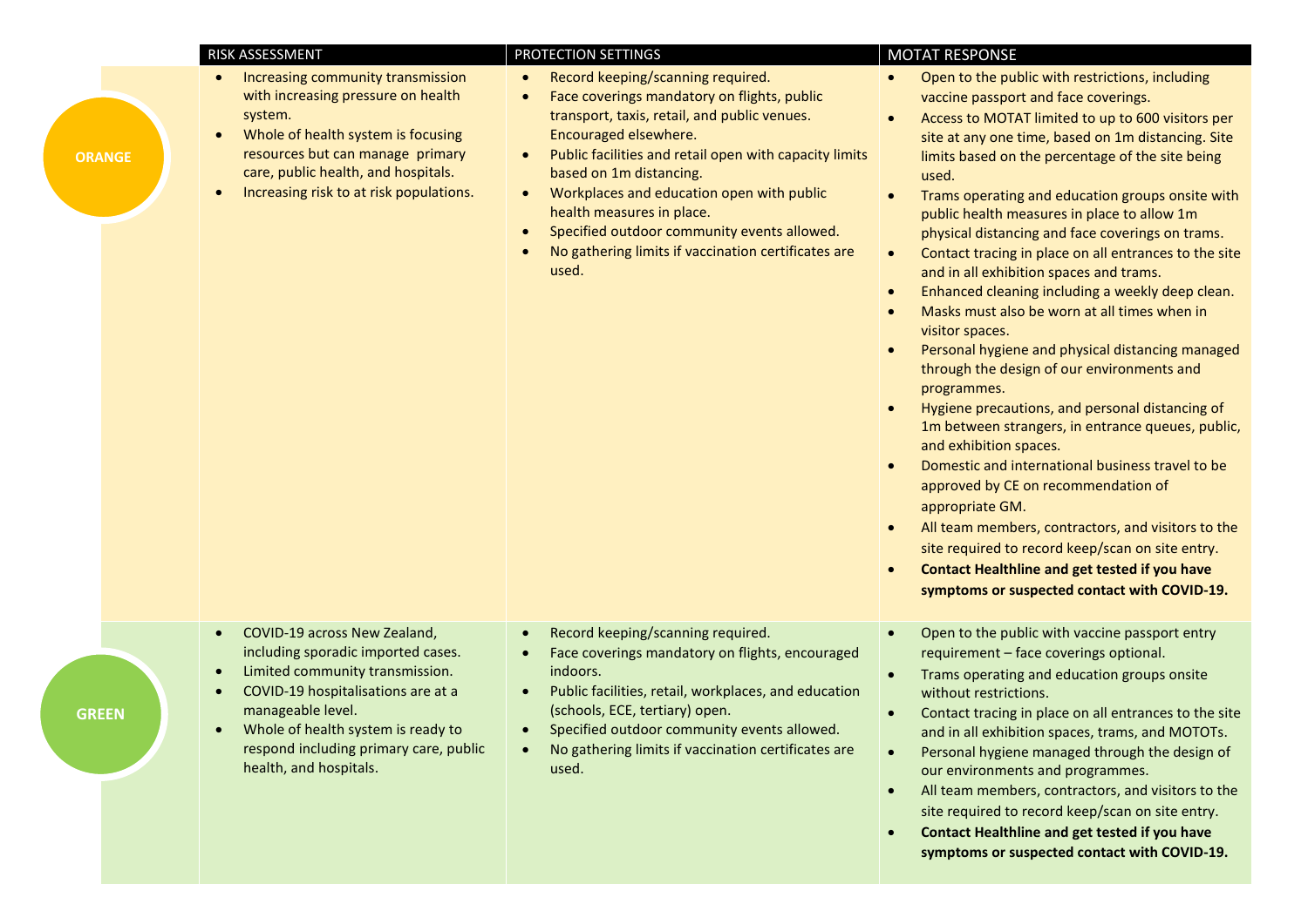| | RISK ASSESSMENT | PROTECTION SETTINGS | MOTAT RESPONSE |
|---|---|---|---|
| **ORANGE** | • Increasing community transmission with increasing pressure on health system.<br>• Whole of health system is focusing resources but can manage primary care, public health, and hospitals.<br>• Increasing risk to at risk populations. | • Record keeping/scanning required.<br>• Face coverings mandatory on flights, public transport, taxis, retail, and public venues. Encouraged elsewhere.<br>• Public facilities and retail open with capacity limits based on 1m distancing.<br>• Workplaces and education open with public health measures in place.<br>• Specified outdoor community events allowed.<br>• No gathering limits if vaccination certificates are used. | • Open to the public with restrictions, including vaccine passport and face coverings.<br>• Access to MOTAT limited to up to 600 visitors per site at any one time, based on 1m distancing. Site limits based on the percentage of the site being used.<br>• Trams operating and education groups onsite with public health measures in place to allow 1m physical distancing and face coverings on trams.<br>• Contact tracing in place on all entrances to the site and in all exhibition spaces and trams.<br>• Enhanced cleaning including a weekly deep clean.<br>• Masks must also be worn at all times when in visitor spaces.<br>• Personal hygiene and physical distancing managed through the design of our environments and programmes.<br>• Hygiene precautions, and personal distancing of 1m between strangers, in entrance queues, public, and exhibition spaces.<br>• Domestic and international business travel to be approved by CE on recommendation of appropriate GM.<br>• All team members, contractors, and visitors to the site required to record keep/scan on site entry.<br>• **Contact Healthline and get tested if you have symptoms or suspected contact with COVID-19.** |
| **GREEN** | • COVID-19 across New Zealand, including sporadic imported cases.<br>• Limited community transmission.<br>• COVID-19 hospitalisations are at a manageable level.<br>• Whole of health system is ready to respond including primary care, public health, and hospitals. | • Record keeping/scanning required.<br>• Face coverings mandatory on flights, encouraged indoors.<br>• Public facilities, retail, workplaces, and education (schools, ECE, tertiary) open.<br>• Specified outdoor community events allowed.<br>• No gathering limits if vaccination certificates are used. | • Open to the public with vaccine passport entry requirement – face coverings optional.<br>• Trams operating and education groups onsite without restrictions.<br>• Contact tracing in place on all entrances to the site and in all exhibition spaces, trams, and MOTOTs.<br>• Personal hygiene managed through the design of our environments and programmes.<br>• All team members, contractors, and visitors to the site required to record keep/scan on site entry.<br>• **Contact Healthline and get tested if you have symptoms or suspected contact with COVID-19.** |